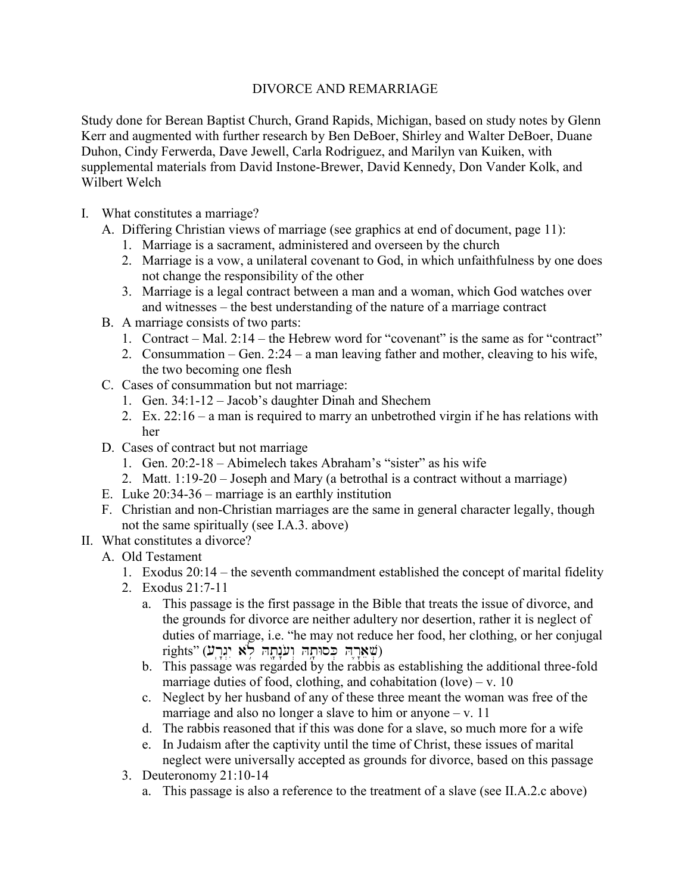# DIVORCE AND REMARRIAGE

Study done for Berean Baptist Church, Grand Rapids, Michigan, based on study notes by Glenn Kerr and augmented with further research by Ben DeBoer, Shirley and Walter DeBoer, Duane Duhon, Cindy Ferwerda, Dave Jewell, Carla Rodriguez, and Marilyn van Kuiken, with supplemental materials from David Instone-Brewer, David Kennedy, Don Vander Kolk, and Wilbert Welch

I. What constitutes a marriage?
   A. Differing Christian views of marriage (see graphics at end of document, page 11):
      1. Marriage is a sacrament, administered and overseen by the church
      2. Marriage is a vow, a unilateral covenant to God, in which unfaithfulness by one does not change the responsibility of the other
      3. Marriage is a legal contract between a man and a woman, which God watches over and witnesses – the best understanding of the nature of a marriage contract
   B. A marriage consists of two parts:
      1. Contract – Mal. 2:14 – the Hebrew word for "covenant" is the same as for "contract"
      2. Consummation – Gen. 2:24 – a man leaving father and mother, cleaving to his wife, the two becoming one flesh
   C. Cases of consummation but not marriage:
      1. Gen. 34:1-12 – Jacob's daughter Dinah and Shechem
      2. Ex. 22:16 – a man is required to marry an unbetrothed virgin if he has relations with her
   D. Cases of contract but not marriage
      1. Gen. 20:2-18 – Abimelech takes Abraham's "sister" as his wife
      2. Matt. 1:19-20 – Joseph and Mary (a betrothal is a contract without a marriage)
   E. Luke 20:34-36 – marriage is an earthly institution
   F. Christian and non-Christian marriages are the same in general character legally, though not the same spiritually (see I.A.3. above)

II. What constitutes a divorce?
   A. Old Testament
      1. Exodus 20:14 – the seventh commandment established the concept of marital fidelity
      2. Exodus 21:7-11
         a. This passage is the first passage in the Bible that treats the issue of divorce, and the grounds for divorce are neither adultery nor desertion, rather it is neglect of duties of marriage, i.e. "he may not reduce her food, her clothing, or her conjugal rights" (שְׁאֵרָהּ כְּסוּתָהּ וְעֹנָתָהּ לֹא יִגְרָע)
         b. This passage was regarded by the rabbis as establishing the additional three-fold marriage duties of food, clothing, and cohabitation (love) – v. 10
         c. Neglect by her husband of any of these three meant the woman was free of the marriage and also no longer a slave to him or anyone – v. 11
         d. The rabbis reasoned that if this was done for a slave, so much more for a wife
         e. In Judaism after the captivity until the time of Christ, these issues of marital neglect were universally accepted as grounds for divorce, based on this passage
      3. Deuteronomy 21:10-14
         a. This passage is also a reference to the treatment of a slave (see II.A.2.c above)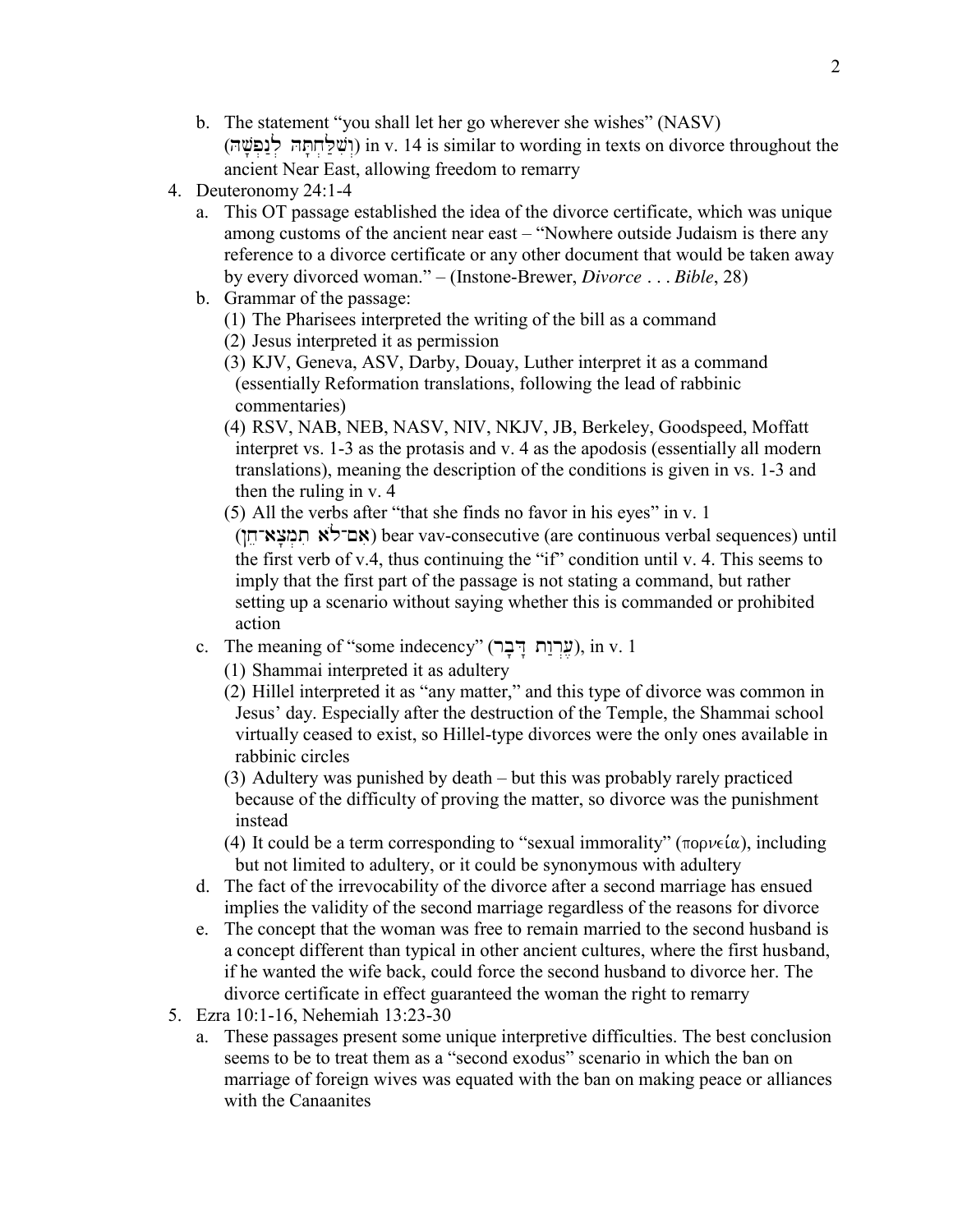b. The statement "you shall let her go wherever she wishes" (NASV) (וְשִׁלַּחְתָּהּ לְנַפְשָׁהּ) in v. 14 is similar to wording in texts on divorce throughout the ancient Near East, allowing freedom to remarry

4. Deuteronomy 24:1-4
   a. This OT passage established the idea of the divorce certificate, which was unique among customs of the ancient near east – "Nowhere outside Judaism is there any reference to a divorce certificate or any other document that would be taken away by every divorced woman." – (Instone-Brewer, *Divorce . . . Bible*, 28)
   b. Grammar of the passage:
      (1) The Pharisees interpreted the writing of the bill as a command
      (2) Jesus interpreted it as permission
      (3) KJV, Geneva, ASV, Darby, Douay, Luther interpret it as a command (essentially Reformation translations, following the lead of rabbinic commentaries)
      (4) RSV, NAB, NEB, NASV, NIV, NKJV, JB, Berkeley, Goodspeed, Moffatt interpret vs. 1-3 as the protasis and v. 4 as the apodosis (essentially all modern translations), meaning the description of the conditions is given in vs. 1-3 and then the ruling in v. 4
      (5) All the verbs after "that she finds no favor in his eyes" in v. 1 (אִם־לֹא תִמְצָא־חֵן) bear vav-consecutive (are continuous verbal sequences) until the first verb of v.4, thus continuing the "if" condition until v. 4. This seems to imply that the first part of the passage is not stating a command, but rather setting up a scenario without saying whether this is commanded or prohibited action
   c. The meaning of "some indecency" (עֶרְוַת דָּבָר), in v. 1
      (1) Shammai interpreted it as adultery
      (2) Hillel interpreted it as "any matter," and this type of divorce was common in Jesus' day. Especially after the destruction of the Temple, the Shammai school virtually ceased to exist, so Hillel-type divorces were the only ones available in rabbinic circles
      (3) Adultery was punished by death – but this was probably rarely practiced because of the difficulty of proving the matter, so divorce was the punishment instead
      (4) It could be a term corresponding to "sexual immorality" (πορνεία), including but not limited to adultery, or it could be synonymous with adultery
   d. The fact of the irrevocability of the divorce after a second marriage has ensued implies the validity of the second marriage regardless of the reasons for divorce
   e. The concept that the woman was free to remain married to the second husband is a concept different than typical in other ancient cultures, where the first husband, if he wanted the wife back, could force the second husband to divorce her. The divorce certificate in effect guaranteed the woman the right to remarry

5. Ezra 10:1-16, Nehemiah 13:23-30
   a. These passages present some unique interpretive difficulties. The best conclusion seems to be to treat them as a "second exodus" scenario in which the ban on marriage of foreign wives was equated with the ban on making peace or alliances with the Canaanites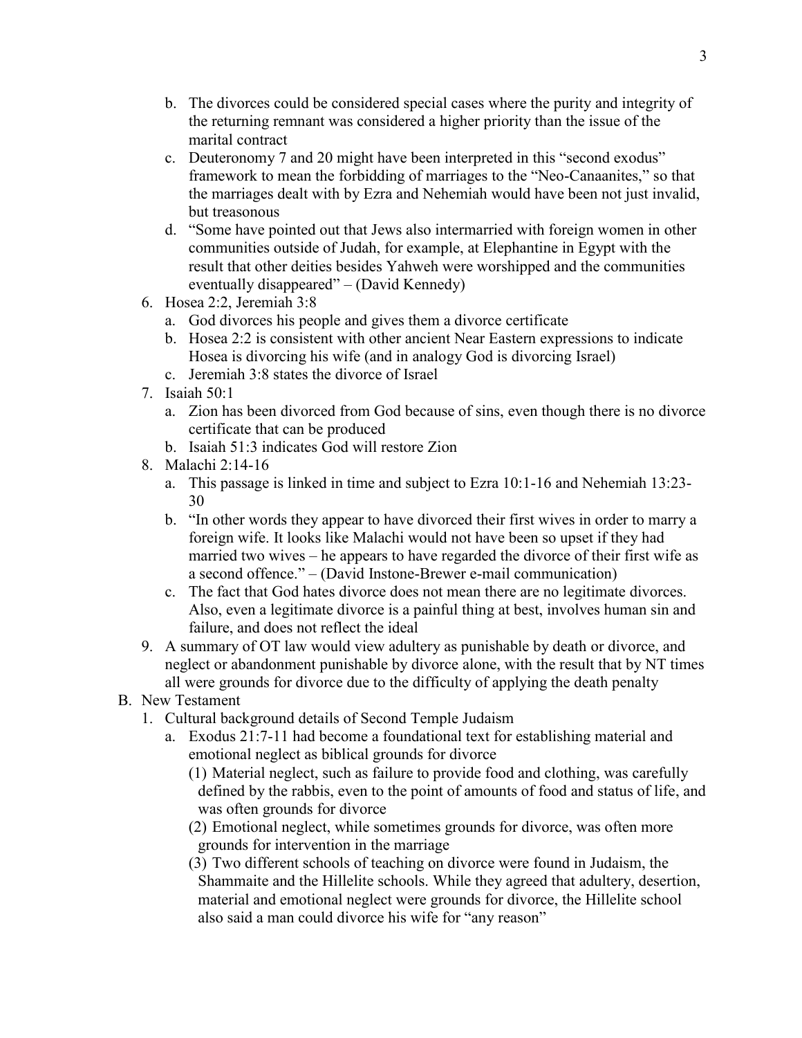b. The divorces could be considered special cases where the purity and integrity of the returning remnant was considered a higher priority than the issue of the marital contract
   c. Deuteronomy 7 and 20 might have been interpreted in this "second exodus" framework to mean the forbidding of marriages to the "Neo-Canaanites," so that the marriages dealt with by Ezra and Nehemiah would have been not just invalid, but treasonous
   d. "Some have pointed out that Jews also intermarried with foreign women in other communities outside of Judah, for example, at Elephantine in Egypt with the result that other deities besides Yahweh were worshipped and the communities eventually disappeared" – (David Kennedy)
6. Hosea 2:2, Jeremiah 3:8
   a. God divorces his people and gives them a divorce certificate
   b. Hosea 2:2 is consistent with other ancient Near Eastern expressions to indicate Hosea is divorcing his wife (and in analogy God is divorcing Israel)
   c. Jeremiah 3:8 states the divorce of Israel
7. Isaiah 50:1
   a. Zion has been divorced from God because of sins, even though there is no divorce certificate that can be produced
   b. Isaiah 51:3 indicates God will restore Zion
8. Malachi 2:14-16
   a. This passage is linked in time and subject to Ezra 10:1-16 and Nehemiah 13:23-30
   b. "In other words they appear to have divorced their first wives in order to marry a foreign wife. It looks like Malachi would not have been so upset if they had married two wives – he appears to have regarded the divorce of their first wife as a second offence." – (David Instone-Brewer e-mail communication)
   c. The fact that God hates divorce does not mean there are no legitimate divorces. Also, even a legitimate divorce is a painful thing at best, involves human sin and failure, and does not reflect the ideal
9. A summary of OT law would view adultery as punishable by death or divorce, and neglect or abandonment punishable by divorce alone, with the result that by NT times all were grounds for divorce due to the difficulty of applying the death penalty

B. New Testament
1. Cultural background details of Second Temple Judaism
   a. Exodus 21:7-11 had become a foundational text for establishing material and emotional neglect as biblical grounds for divorce
      (1) Material neglect, such as failure to provide food and clothing, was carefully defined by the rabbis, even to the point of amounts of food and status of life, and was often grounds for divorce
      (2) Emotional neglect, while sometimes grounds for divorce, was often more grounds for intervention in the marriage
      (3) Two different schools of teaching on divorce were found in Judaism, the Shammaite and the Hillelite schools. While they agreed that adultery, desertion, material and emotional neglect were grounds for divorce, the Hillelite school also said a man could divorce his wife for "any reason"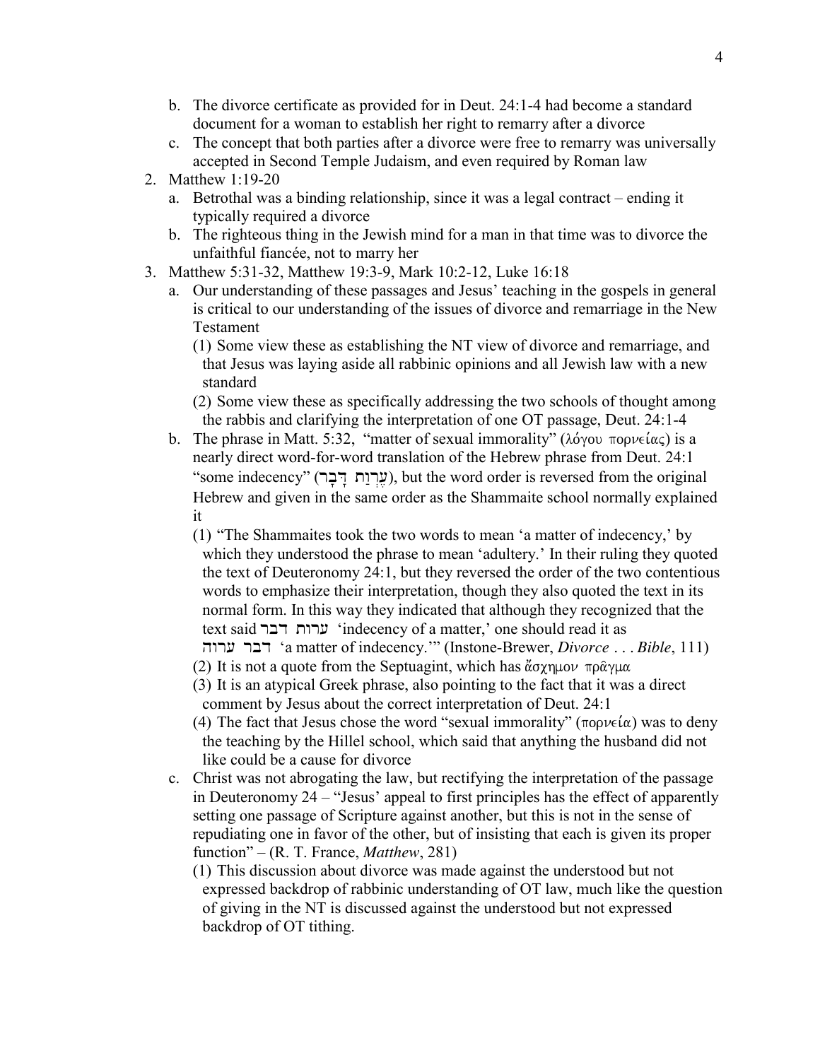b. The divorce certificate as provided for in Deut. 24:1-4 had become a standard document for a woman to establish her right to remarry after a divorce
c. The concept that both parties after a divorce were free to remarry was universally accepted in Second Temple Judaism, and even required by Roman law

2. Matthew 1:19-20
    a. Betrothal was a binding relationship, since it was a legal contract – ending it typically required a divorce
    b. The righteous thing in the Jewish mind for a man in that time was to divorce the unfaithful fiancée, not to marry her

3. Matthew 5:31-32, Matthew 19:3-9, Mark 10:2-12, Luke 16:18
    a. Our understanding of these passages and Jesus' teaching in the gospels in general is critical to our understanding of the issues of divorce and remarriage in the New Testament
        (1) Some view these as establishing the NT view of divorce and remarriage, and that Jesus was laying aside all rabbinic opinions and all Jewish law with a new standard
        (2) Some view these as specifically addressing the two schools of thought among the rabbis and clarifying the interpretation of one OT passage, Deut. 24:1-4
    b. The phrase in Matt. 5:32, "matter of sexual immorality" (λόγου πορνείας) is a nearly direct word-for-word translation of the Hebrew phrase from Deut. 24:1 "some indecency" (עֶרְוַת דָּבָר), but the word order is reversed from the original Hebrew and given in the same order as the Shammaite school normally explained it
        (1) "The Shammaites took the two words to mean 'a matter of indecency,' by which they understood the phrase to mean 'adultery.' In their ruling they quoted the text of Deuteronomy 24:1, but they reversed the order of the two contentious words to emphasize their interpretation, though they also quoted the text in its normal form. In this way they indicated that although they recognized that the text said ערות דבר 'indecency of a matter,' one should read it as דבר ערוה 'a matter of indecency.'" (Instone-Brewer, *Divorce . . . Bible*, 111)
        (2) It is not a quote from the Septuagint, which has ἄσχημον πρᾶγμα
        (3) It is an atypical Greek phrase, also pointing to the fact that it was a direct comment by Jesus about the correct interpretation of Deut. 24:1
        (4) The fact that Jesus chose the word "sexual immorality" (πορνεία) was to deny the teaching by the Hillel school, which said that anything the husband did not like could be a cause for divorce
    c. Christ was not abrogating the law, but rectifying the interpretation of the passage in Deuteronomy 24 – "Jesus' appeal to first principles has the effect of apparently setting one passage of Scripture against another, but this is not in the sense of repudiating one in favor of the other, but of insisting that each is given its proper function" – (R. T. France, *Matthew*, 281)
        (1) This discussion about divorce was made against the understood but not expressed backdrop of rabbinic understanding of OT law, much like the question of giving in the NT is discussed against the understood but not expressed backdrop of OT tithing.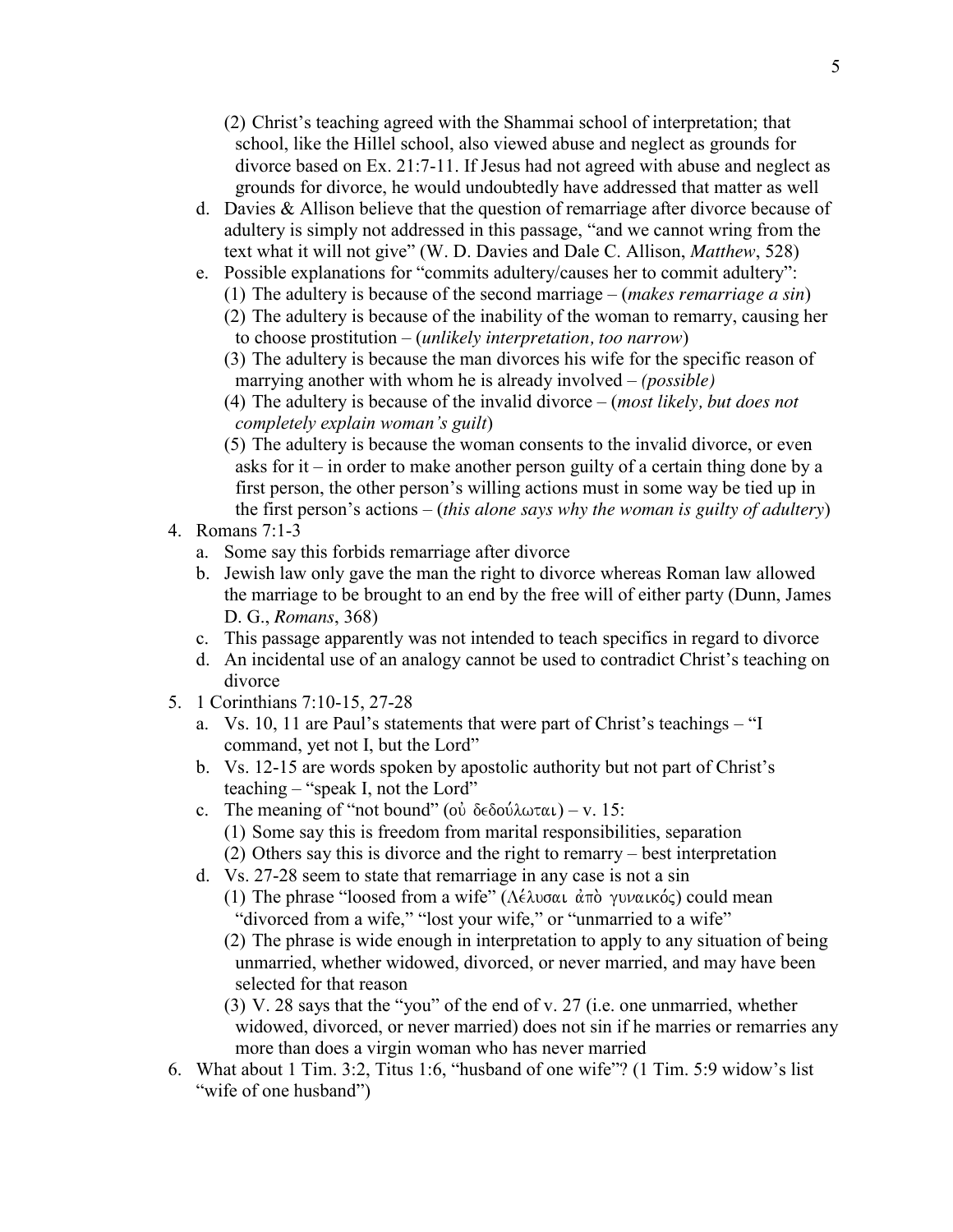(2) Christ's teaching agreed with the Shammai school of interpretation; that school, like the Hillel school, also viewed abuse and neglect as grounds for divorce based on Ex. 21:7-11. If Jesus had not agreed with abuse and neglect as grounds for divorce, he would undoubtedly have addressed that matter as well

   d. Davies & Allison believe that the question of remarriage after divorce because of adultery is simply not addressed in this passage, "and we cannot wring from the text what it will not give" (W. D. Davies and Dale C. Allison, *Matthew*, 528)

   e. Possible explanations for "commits adultery/causes her to commit adultery":
      (1) The adultery is because of the second marriage – (*makes remarriage a sin*)
      (2) The adultery is because of the inability of the woman to remarry, causing her to choose prostitution – (*unlikely interpretation, too narrow*)
      (3) The adultery is because the man divorces his wife for the specific reason of marrying another with whom he is already involved – *(possible)*
      (4) The adultery is because of the invalid divorce – (*most likely, but does not completely explain woman's guilt*)
      (5) The adultery is because the woman consents to the invalid divorce, or even asks for it – in order to make another person guilty of a certain thing done by a first person, the other person's willing actions must in some way be tied up in the first person's actions – (*this alone says why the woman is guilty of adultery*)

4. Romans 7:1-3
   a. Some say this forbids remarriage after divorce
   b. Jewish law only gave the man the right to divorce whereas Roman law allowed the marriage to be brought to an end by the free will of either party (Dunn, James D. G., *Romans*, 368)
   c. This passage apparently was not intended to teach specifics in regard to divorce
   d. An incidental use of an analogy cannot be used to contradict Christ's teaching on divorce

5. 1 Corinthians 7:10-15, 27-28
   a. Vs. 10, 11 are Paul's statements that were part of Christ's teachings – "I command, yet not I, but the Lord"
   b. Vs. 12-15 are words spoken by apostolic authority but not part of Christ's teaching – "speak I, not the Lord"
   c. The meaning of "not bound" (οὐ δεδούλωται) – v. 15:
      (1) Some say this is freedom from marital responsibilities, separation
      (2) Others say this is divorce and the right to remarry – best interpretation
   d. Vs. 27-28 seem to state that remarriage in any case is not a sin
      (1) The phrase "loosed from a wife" (Λέλυσαι ἀπὸ γυναικός) could mean "divorced from a wife," "lost your wife," or "unmarried to a wife"
      (2) The phrase is wide enough in interpretation to apply to any situation of being unmarried, whether widowed, divorced, or never married, and may have been selected for that reason
      (3) V. 28 says that the "you" of the end of v. 27 (i.e. one unmarried, whether widowed, divorced, or never married) does not sin if he marries or remarries any more than does a virgin woman who has never married

6. What about 1 Tim. 3:2, Titus 1:6, "husband of one wife"? (1 Tim. 5:9 widow's list "wife of one husband")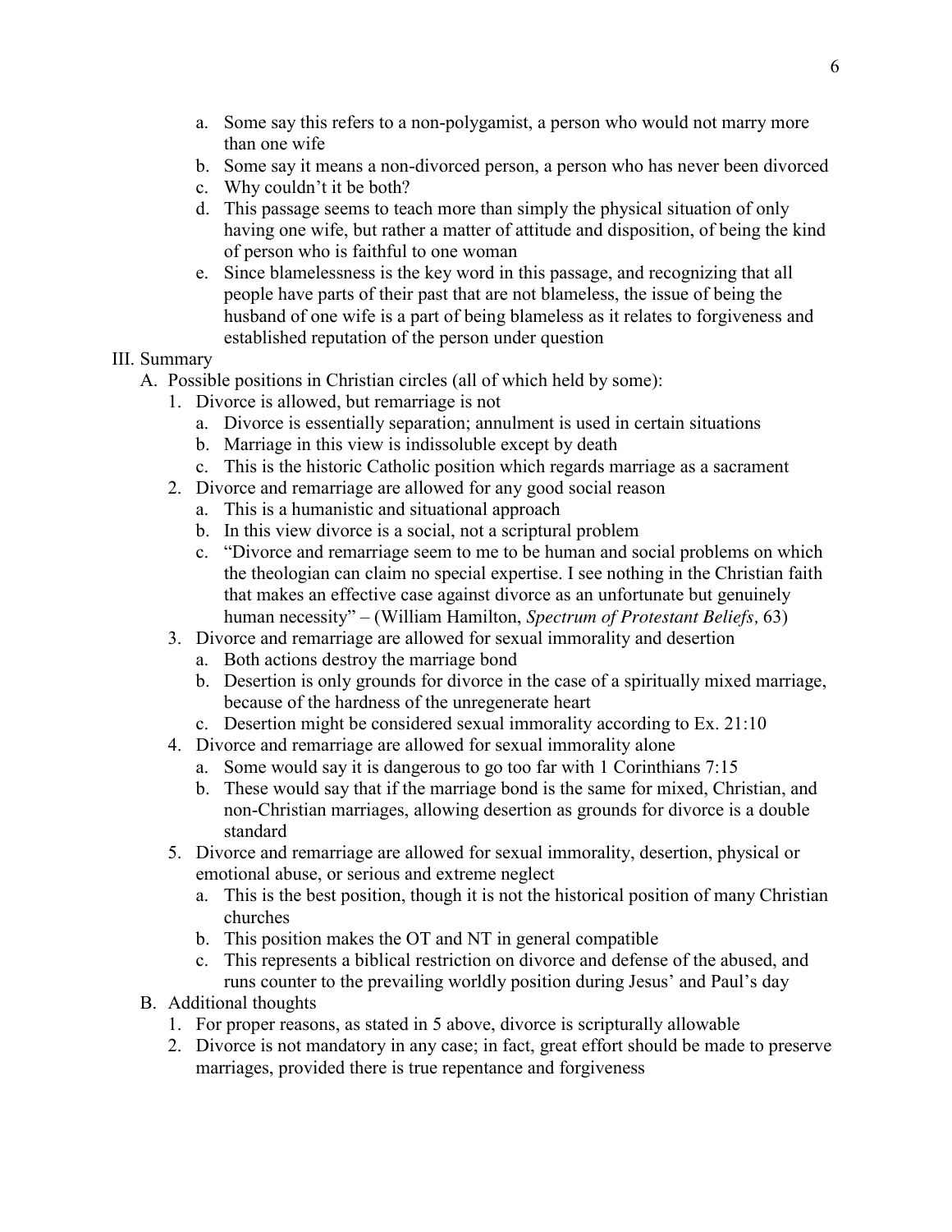a. Some say this refers to a non-polygamist, a person who would not marry more than one wife
   b. Some say it means a non-divorced person, a person who has never been divorced
   c. Why couldn't it be both?
   d. This passage seems to teach more than simply the physical situation of only having one wife, but rather a matter of attitude and disposition, of being the kind of person who is faithful to one woman
   e. Since blamelessness is the key word in this passage, and recognizing that all people have parts of their past that are not blameless, the issue of being the husband of one wife is a part of being blameless as it relates to forgiveness and established reputation of the person under question

III. Summary

- A. Possible positions in Christian circles (all of which held by some):
  1. Divorce is allowed, but remarriage is not
     a. Divorce is essentially separation; annulment is used in certain situations
     b. Marriage in this view is indissoluble except by death
     c. This is the historic Catholic position which regards marriage as a sacrament
  2. Divorce and remarriage are allowed for any good social reason
     a. This is a humanistic and situational approach
     b. In this view divorce is a social, not a scriptural problem
     c. "Divorce and remarriage seem to me to be human and social problems on which the theologian can claim no special expertise. I see nothing in the Christian faith that makes an effective case against divorce as an unfortunate but genuinely human necessity" – (William Hamilton, *Spectrum of Protestant Beliefs,* 63)
  3. Divorce and remarriage are allowed for sexual immorality and desertion
     a. Both actions destroy the marriage bond
     b. Desertion is only grounds for divorce in the case of a spiritually mixed marriage, because of the hardness of the unregenerate heart
     c. Desertion might be considered sexual immorality according to Ex. 21:10
  4. Divorce and remarriage are allowed for sexual immorality alone
     a. Some would say it is dangerous to go too far with 1 Corinthians 7:15
     b. These would say that if the marriage bond is the same for mixed, Christian, and non-Christian marriages, allowing desertion as grounds for divorce is a double standard
  5. Divorce and remarriage are allowed for sexual immorality, desertion, physical or emotional abuse, or serious and extreme neglect
     a. This is the best position, though it is not the historical position of many Christian churches
     b. This position makes the OT and NT in general compatible
     c. This represents a biblical restriction on divorce and defense of the abused, and runs counter to the prevailing worldly position during Jesus' and Paul's day
- B. Additional thoughts
  1. For proper reasons, as stated in 5 above, divorce is scripturally allowable
  2. Divorce is not mandatory in any case; in fact, great effort should be made to preserve marriages, provided there is true repentance and forgiveness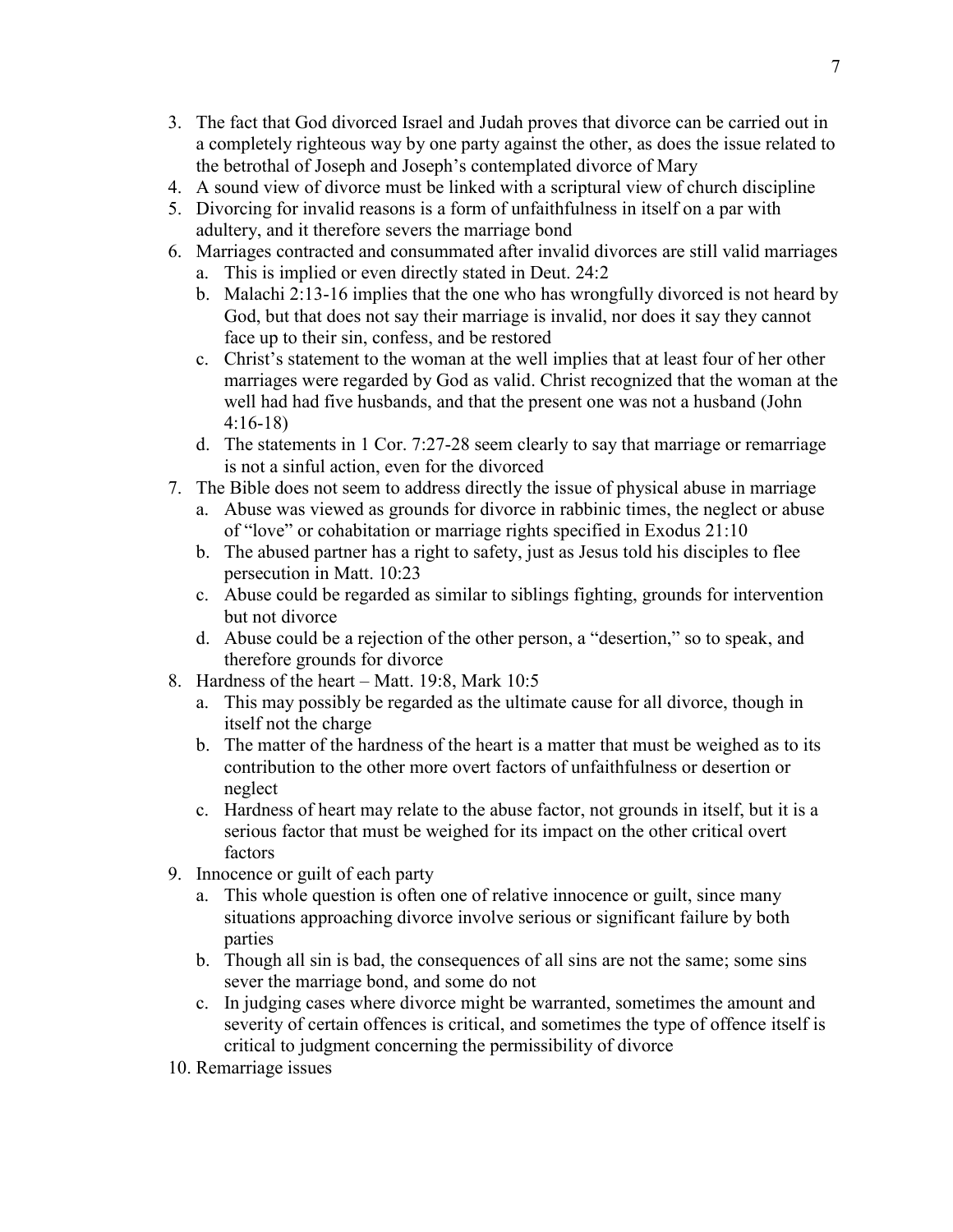3. The fact that God divorced Israel and Judah proves that divorce can be carried out in a completely righteous way by one party against the other, as does the issue related to the betrothal of Joseph and Joseph's contemplated divorce of Mary
4. A sound view of divorce must be linked with a scriptural view of church discipline
5. Divorcing for invalid reasons is a form of unfaithfulness in itself on a par with adultery, and it therefore severs the marriage bond
6. Marriages contracted and consummated after invalid divorces are still valid marriages
    a. This is implied or even directly stated in Deut. 24:2
    b. Malachi 2:13-16 implies that the one who has wrongfully divorced is not heard by God, but that does not say their marriage is invalid, nor does it say they cannot face up to their sin, confess, and be restored
    c. Christ's statement to the woman at the well implies that at least four of her other marriages were regarded by God as valid. Christ recognized that the woman at the well had had five husbands, and that the present one was not a husband (John 4:16-18)
    d. The statements in 1 Cor. 7:27-28 seem clearly to say that marriage or remarriage is not a sinful action, even for the divorced
7. The Bible does not seem to address directly the issue of physical abuse in marriage
    a. Abuse was viewed as grounds for divorce in rabbinic times, the neglect or abuse of "love" or cohabitation or marriage rights specified in Exodus 21:10
    b. The abused partner has a right to safety, just as Jesus told his disciples to flee persecution in Matt. 10:23
    c. Abuse could be regarded as similar to siblings fighting, grounds for intervention but not divorce
    d. Abuse could be a rejection of the other person, a "desertion," so to speak, and therefore grounds for divorce
8. Hardness of the heart – Matt. 19:8, Mark 10:5
    a. This may possibly be regarded as the ultimate cause for all divorce, though in itself not the charge
    b. The matter of the hardness of the heart is a matter that must be weighed as to its contribution to the other more overt factors of unfaithfulness or desertion or neglect
    c. Hardness of heart may relate to the abuse factor, not grounds in itself, but it is a serious factor that must be weighed for its impact on the other critical overt factors
9. Innocence or guilt of each party
    a. This whole question is often one of relative innocence or guilt, since many situations approaching divorce involve serious or significant failure by both parties
    b. Though all sin is bad, the consequences of all sins are not the same; some sins sever the marriage bond, and some do not
    c. In judging cases where divorce might be warranted, sometimes the amount and severity of certain offences is critical, and sometimes the type of offence itself is critical to judgment concerning the permissibility of divorce
10. Remarriage issues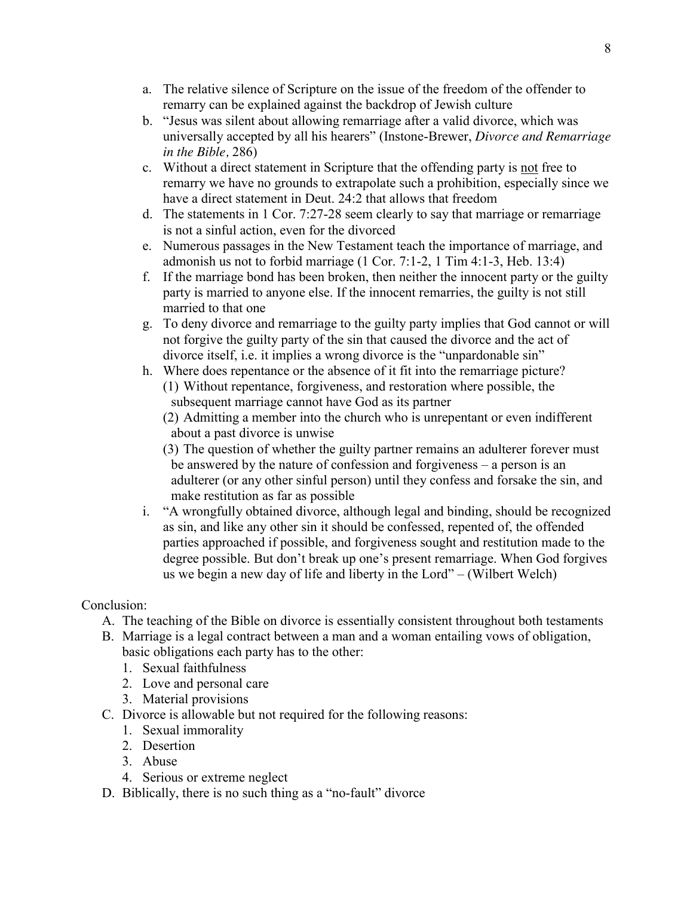a. The relative silence of Scripture on the issue of the freedom of the offender to remarry can be explained against the backdrop of Jewish culture
b. "Jesus was silent about allowing remarriage after a valid divorce, which was universally accepted by all his hearers" (Instone-Brewer, *Divorce and Remarriage in the Bible,* 286)
c. Without a direct statement in Scripture that the offending party is <u>not</u> free to remarry we have no grounds to extrapolate such a prohibition, especially since we have a direct statement in Deut. 24:2 that allows that freedom
d. The statements in 1 Cor. 7:27-28 seem clearly to say that marriage or remarriage is not a sinful action, even for the divorced
e. Numerous passages in the New Testament teach the importance of marriage, and admonish us not to forbid marriage (1 Cor. 7:1-2, 1 Tim 4:1-3, Heb. 13:4)
f. If the marriage bond has been broken, then neither the innocent party or the guilty party is married to anyone else. If the innocent remarries, the guilty is not still married to that one
g. To deny divorce and remarriage to the guilty party implies that God cannot or will not forgive the guilty party of the sin that caused the divorce and the act of divorce itself, i.e. it implies a wrong divorce is the "unpardonable sin"
h. Where does repentance or the absence of it fit into the remarriage picture?
   (1) Without repentance, forgiveness, and restoration where possible, the subsequent marriage cannot have God as its partner
   (2) Admitting a member into the church who is unrepentant or even indifferent about a past divorce is unwise
   (3) The question of whether the guilty partner remains an adulterer forever must be answered by the nature of confession and forgiveness – a person is an adulterer (or any other sinful person) until they confess and forsake the sin, and make restitution as far as possible
i. "A wrongfully obtained divorce, although legal and binding, should be recognized as sin, and like any other sin it should be confessed, repented of, the offended parties approached if possible, and forgiveness sought and restitution made to the degree possible. But don't break up one's present remarriage. When God forgives us we begin a new day of life and liberty in the Lord" – (Wilbert Welch)

Conclusion:

A. The teaching of the Bible on divorce is essentially consistent throughout both testaments
B. Marriage is a legal contract between a man and a woman entailing vows of obligation, basic obligations each party has to the other:
   1. Sexual faithfulness
   2. Love and personal care
   3. Material provisions
C. Divorce is allowable but not required for the following reasons:
   1. Sexual immorality
   2. Desertion
   3. Abuse
   4. Serious or extreme neglect
D. Biblically, there is no such thing as a "no-fault" divorce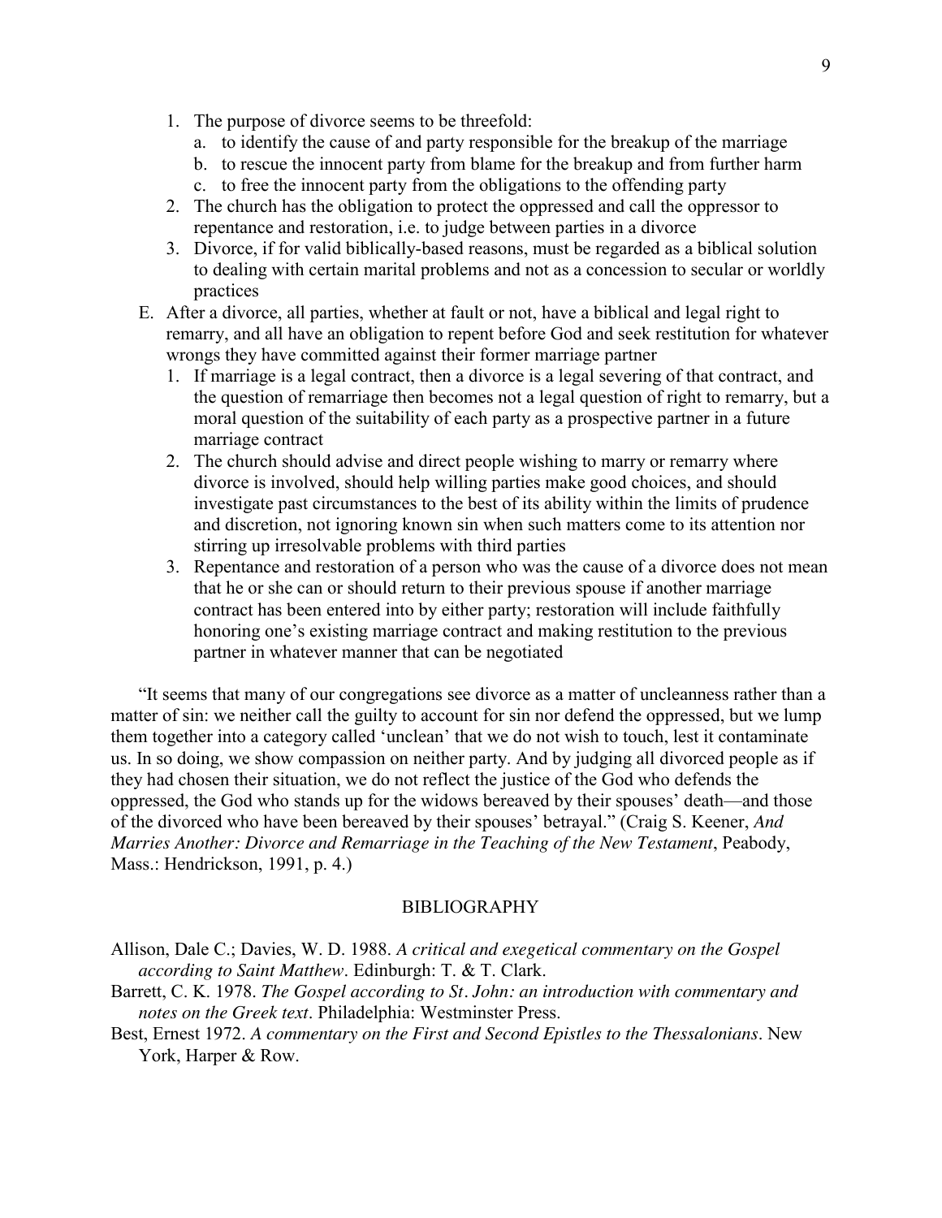1. The purpose of divorce seems to be threefold:
    a. to identify the cause of and party responsible for the breakup of the marriage
    b. to rescue the innocent party from blame for the breakup and from further harm
    c. to free the innocent party from the obligations to the offending party
2. The church has the obligation to protect the oppressed and call the oppressor to repentance and restoration, i.e. to judge between parties in a divorce
3. Divorce, if for valid biblically-based reasons, must be regarded as a biblical solution to dealing with certain marital problems and not as a concession to secular or worldly practices

E. After a divorce, all parties, whether at fault or not, have a biblical and legal right to remarry, and all have an obligation to repent before God and seek restitution for whatever wrongs they have committed against their former marriage partner

1. If marriage is a legal contract, then a divorce is a legal severing of that contract, and the question of remarriage then becomes not a legal question of right to remarry, but a moral question of the suitability of each party as a prospective partner in a future marriage contract
2. The church should advise and direct people wishing to marry or remarry where divorce is involved, should help willing parties make good choices, and should investigate past circumstances to the best of its ability within the limits of prudence and discretion, not ignoring known sin when such matters come to its attention nor stirring up irresolvable problems with third parties
3. Repentance and restoration of a person who was the cause of a divorce does not mean that he or she can or should return to their previous spouse if another marriage contract has been entered into by either party; restoration will include faithfully honoring one's existing marriage contract and making restitution to the previous partner in whatever manner that can be negotiated

"It seems that many of our congregations see divorce as a matter of uncleanness rather than a matter of sin: we neither call the guilty to account for sin nor defend the oppressed, but we lump them together into a category called 'unclean' that we do not wish to touch, lest it contaminate us. In so doing, we show compassion on neither party. And by judging all divorced people as if they had chosen their situation, we do not reflect the justice of the God who defends the oppressed, the God who stands up for the widows bereaved by their spouses' death—and those of the divorced who have been bereaved by their spouses' betrayal." (Craig S. Keener, *And Marries Another: Divorce and Remarriage in the Teaching of the New Testament*, Peabody, Mass.: Hendrickson, 1991, p. 4.)

## BIBLIOGRAPHY

Allison, Dale C.; Davies, W. D. 1988. *A critical and exegetical commentary on the Gospel according to Saint Matthew*. Edinburgh: T. & T. Clark.

Barrett, C. K. 1978. *The Gospel according to St. John: an introduction with commentary and notes on the Greek text*. Philadelphia: Westminster Press.

Best, Ernest 1972. *A commentary on the First and Second Epistles to the Thessalonians*. New York, Harper & Row.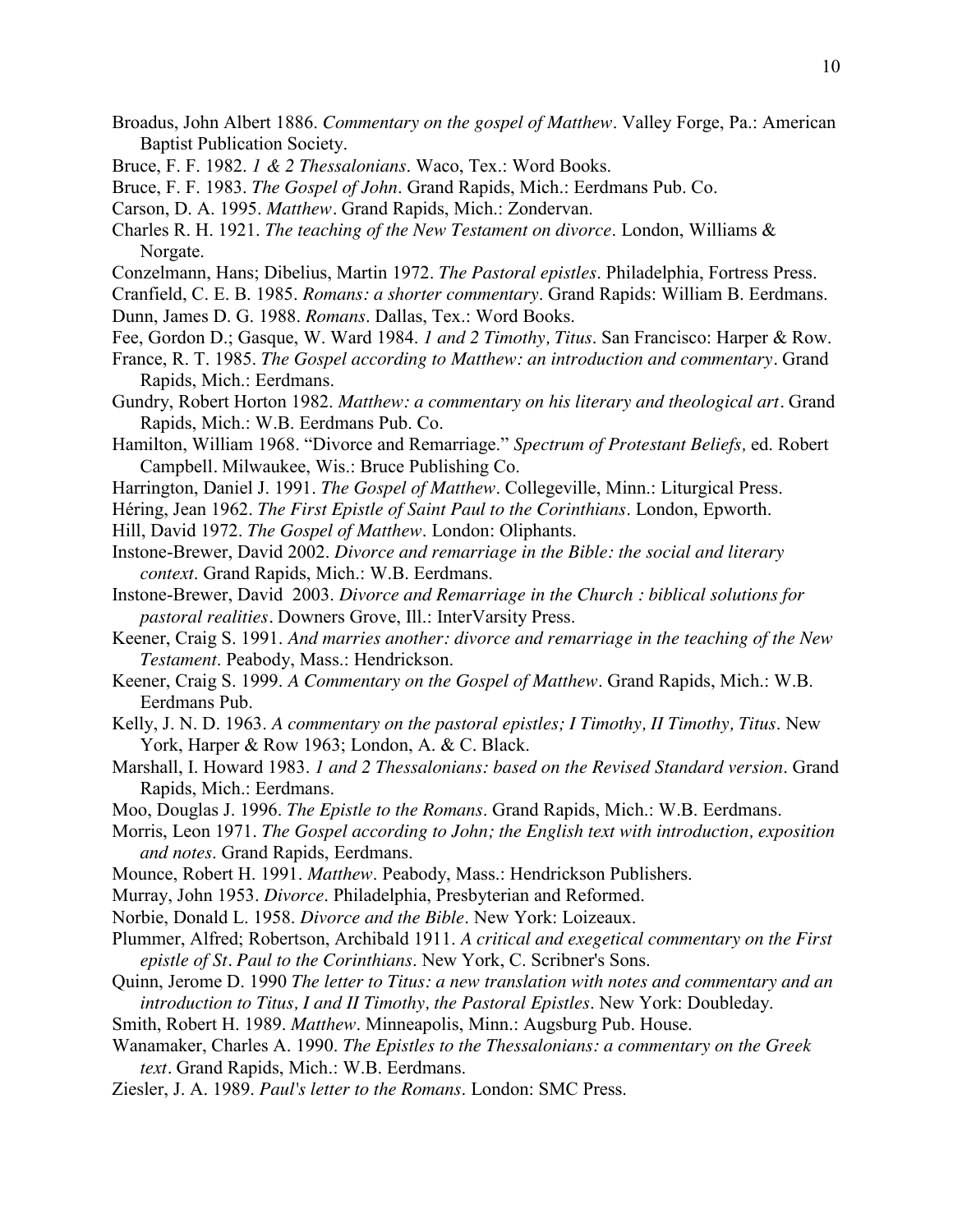Broadus, John Albert 1886. *Commentary on the gospel of Matthew*. Valley Forge, Pa.: American Baptist Publication Society.

Bruce, F. F. 1982. *1 & 2 Thessalonians*. Waco, Tex.: Word Books.

Bruce, F. F. 1983. *The Gospel of John*. Grand Rapids, Mich.: Eerdmans Pub. Co.

Carson, D. A. 1995. *Matthew*. Grand Rapids, Mich.: Zondervan.

Charles R. H. 1921. *The teaching of the New Testament on divorce*. London, Williams & Norgate.

Conzelmann, Hans; Dibelius, Martin 1972. *The Pastoral epistles*. Philadelphia, Fortress Press.

Cranfield, C. E. B. 1985. *Romans: a shorter commentary*. Grand Rapids: William B. Eerdmans.

Dunn, James D. G. 1988. *Romans*. Dallas, Tex.: Word Books.

Fee, Gordon D.; Gasque, W. Ward 1984. *1 and 2 Timothy, Titus*. San Francisco: Harper & Row.

France, R. T. 1985. *The Gospel according to Matthew: an introduction and commentary*. Grand Rapids, Mich.: Eerdmans.

Gundry, Robert Horton 1982. *Matthew: a commentary on his literary and theological art*. Grand Rapids, Mich.: W.B. Eerdmans Pub. Co.

Hamilton, William 1968. "Divorce and Remarriage." *Spectrum of Protestant Beliefs,* ed. Robert Campbell. Milwaukee, Wis.: Bruce Publishing Co.

Harrington, Daniel J. 1991. *The Gospel of Matthew*. Collegeville, Minn.: Liturgical Press.

Héring, Jean 1962. *The First Epistle of Saint Paul to the Corinthians*. London, Epworth.

Hill, David 1972. *The Gospel of Matthew*. London: Oliphants.

Instone-Brewer, David 2002. *Divorce and remarriage in the Bible: the social and literary context*. Grand Rapids, Mich.: W.B. Eerdmans.

Instone-Brewer, David 2003. *Divorce and Remarriage in the Church : biblical solutions for pastoral realities*. Downers Grove, Ill.: InterVarsity Press.

Keener, Craig S. 1991. *And marries another: divorce and remarriage in the teaching of the New Testament*. Peabody, Mass.: Hendrickson.

Keener, Craig S. 1999. *A Commentary on the Gospel of Matthew*. Grand Rapids, Mich.: W.B. Eerdmans Pub.

Kelly, J. N. D. 1963. *A commentary on the pastoral epistles; I Timothy, II Timothy, Titus*. New York, Harper & Row 1963; London, A. & C. Black.

Marshall, I. Howard 1983. *1 and 2 Thessalonians: based on the Revised Standard version*. Grand Rapids, Mich.: Eerdmans.

Moo, Douglas J. 1996. *The Epistle to the Romans*. Grand Rapids, Mich.: W.B. Eerdmans.

Morris, Leon 1971. *The Gospel according to John; the English text with introduction, exposition and notes*. Grand Rapids, Eerdmans.

Mounce, Robert H. 1991. *Matthew*. Peabody, Mass.: Hendrickson Publishers.

Murray, John 1953. *Divorce*. Philadelphia, Presbyterian and Reformed.

Norbie, Donald L. 1958. *Divorce and the Bible*. New York: Loizeaux.

Plummer, Alfred; Robertson, Archibald 1911. *A critical and exegetical commentary on the First epistle of St. Paul to the Corinthians*. New York, C. Scribner's Sons.

Quinn, Jerome D. 1990 *The letter to Titus: a new translation with notes and commentary and an introduction to Titus, I and II Timothy, the Pastoral Epistles*. New York: Doubleday.

Smith, Robert H. 1989. *Matthew*. Minneapolis, Minn.: Augsburg Pub. House.

Wanamaker, Charles A. 1990. *The Epistles to the Thessalonians: a commentary on the Greek text*. Grand Rapids, Mich.: W.B. Eerdmans.

Ziesler, J. A. 1989. *Paul's letter to the Romans*. London: SMC Press.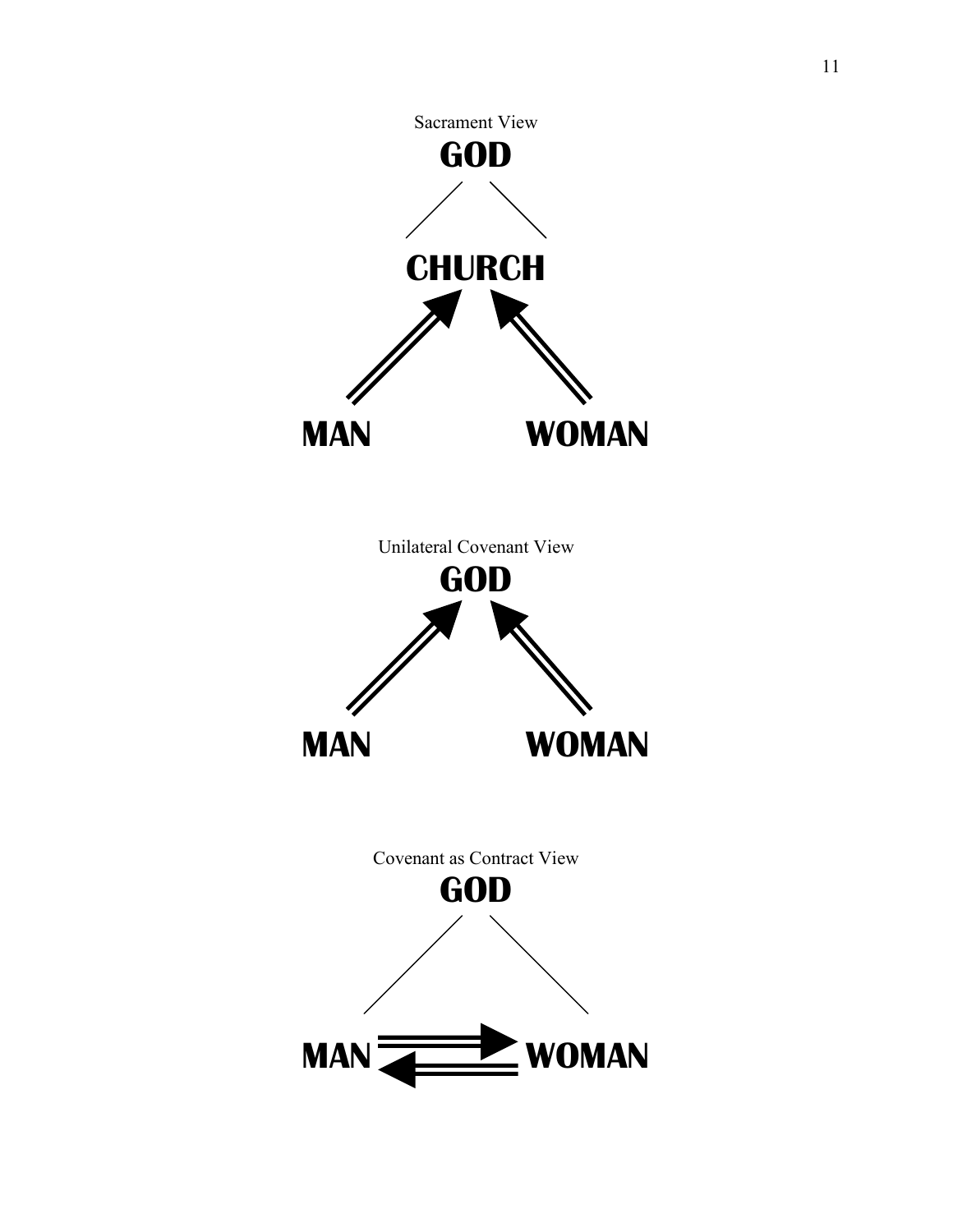Sacrament View

**GOD**

**CHURCH**

**MAN** **WOMAN**

Unilateral Covenant View

**GOD**

**MAN** **WOMAN**

Covenant as Contract View

**GOD**

**MAN** **WOMAN**